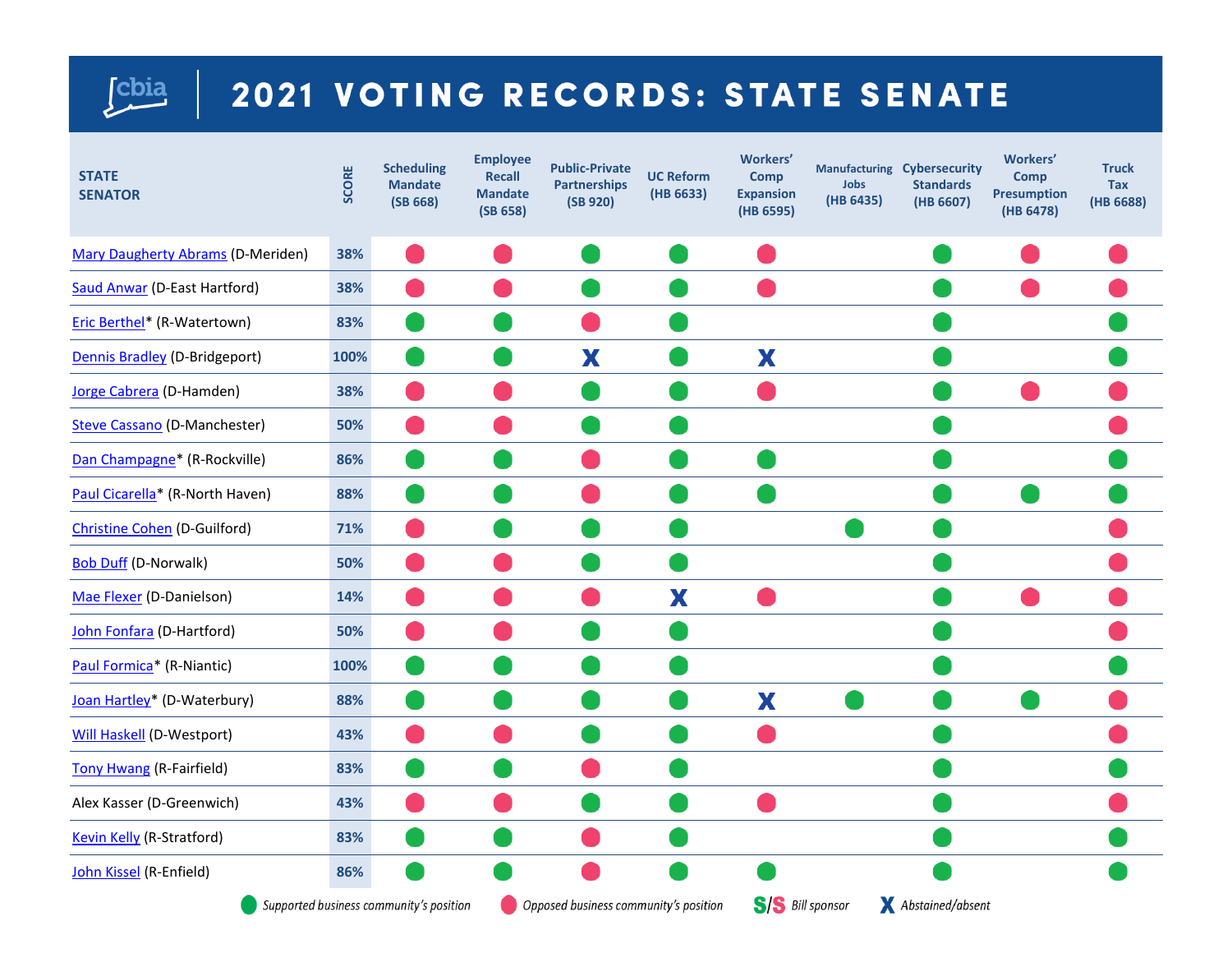# 2021 VOTING RECORDS: STATE SENATE

| STATE SENATOR | SCORE | Scheduling Mandate (SB 668) | Employee Recall Mandate (SB 658) | Public-Private Partnerships (SB 920) | UC Reform (HB 6633) | Workers' Comp Expansion (HB 6595) | Manufacturing Jobs (HB 6435) | Cybersecurity Standards (HB 6607) | Workers' Comp Presumption (HB 6478) | Truck Tax (HB 6688) |
|---|---|---|---|---|---|---|---|---|---|---|
| Mary Daugherty Abrams (D-Meriden) | 38% | Opposed | Opposed | Supported | Supported | Opposed | | Supported | Opposed | Opposed |
| Saud Anwar (D-East Hartford) | 38% | Opposed | Opposed | Supported | Supported | Opposed | | Supported | Opposed | Opposed |
| Eric Berthel* (R-Watertown) | 83% | Supported | Supported | Opposed | Supported | | | Supported | | Supported |
| Dennis Bradley (D-Bridgeport) | 100% | Supported | Supported | X | Supported | X | | Supported | | Supported |
| Jorge Cabrera (D-Hamden) | 38% | Opposed | Opposed | Supported | Supported | Opposed | | Supported | Opposed | Opposed |
| Steve Cassano (D-Manchester) | 50% | Opposed | Opposed | Supported | Supported | | | Supported | | Opposed |
| Dan Champagne* (R-Rockville) | 86% | Supported | Supported | Opposed | Supported | Supported | | Supported | | Supported |
| Paul Cicarella* (R-North Haven) | 88% | Supported | Supported | Opposed | Supported | Supported | | Supported | Supported | Supported |
| Christine Cohen (D-Guilford) | 71% | Opposed | Supported | Supported | Supported | | Supported | Supported | | Opposed |
| Bob Duff (D-Norwalk) | 50% | Opposed | Opposed | Supported | Supported | | | Supported | | Opposed |
| Mae Flexer (D-Danielson) | 14% | Opposed | Opposed | Opposed | X | Opposed | | Supported | Opposed | Opposed |
| John Fonfara (D-Hartford) | 50% | Opposed | Opposed | Supported | Supported | | | Supported | | Opposed |
| Paul Formica* (R-Niantic) | 100% | Supported | Supported | Supported | Supported | | | Supported | | Supported |
| Joan Hartley* (D-Waterbury) | 88% | Supported | Supported | Supported | Supported | X | Supported | Supported | Supported | Opposed |
| Will Haskell (D-Westport) | 43% | Opposed | Opposed | Supported | Supported | Opposed | | Supported | | Opposed |
| Tony Hwang (R-Fairfield) | 83% | Supported | Supported | Opposed | Supported | | | Supported | | Supported |
| Alex Kasser (D-Greenwich) | 43% | Opposed | Opposed | Supported | Supported | Opposed | | Supported | | Opposed |
| Kevin Kelly (R-Stratford) | 83% | Supported | Supported | Opposed | Supported | | | Supported | | Supported |
| John Kissel (R-Enfield) | 86% | Supported | Supported | Opposed | Supported | Supported | | Supported | | Supported |

Supported business community's position | Opposed business community's position | S/S Bill sponsor | X Abstained/absent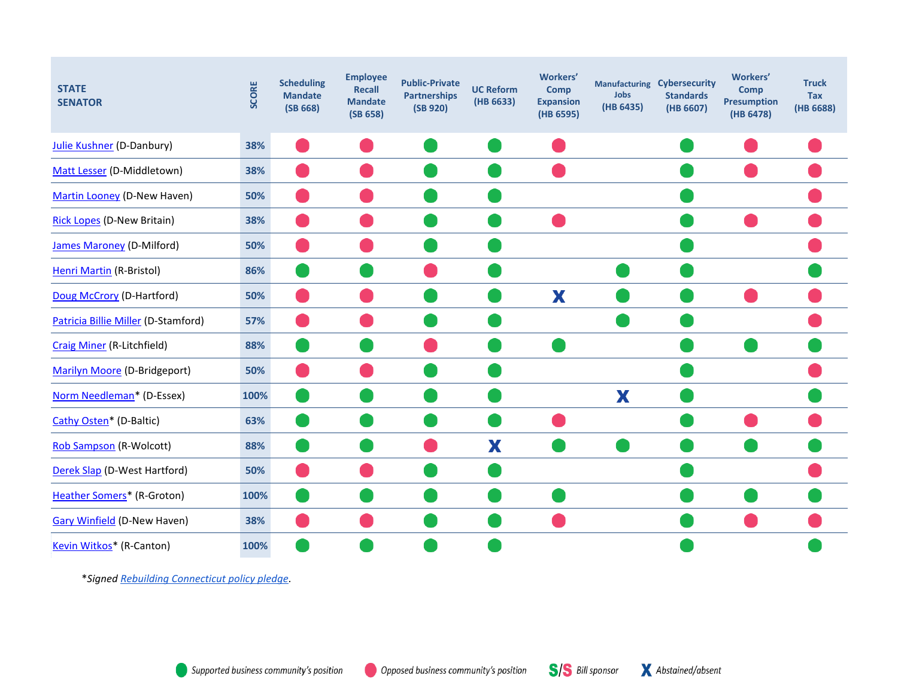| STATE SENATOR | SCORE | Scheduling Mandate (SB 668) | Employee Recall Mandate (SB 658) | Public-Private Partnerships (SB 920) | UC Reform (HB 6633) | Workers' Comp Expansion (HB 6595) | Manufacturing Jobs (HB 6435) | Cybersecurity Standards (HB 6607) | Workers' Comp Presumption (HB 6478) | Truck Tax (HB 6688) |
|---|---|---|---|---|---|---|---|---|---|---|
| Julie Kushner (D-Danbury) | 38% | 🔴 | 🔴 | 🟢 | 🟢 | 🔴 | | 🟢 | 🔴 | 🔴 |
| Matt Lesser (D-Middletown) | 38% | 🔴 | 🔴 | 🟢 | 🟢 | 🔴 | | 🟢 | 🔴 | 🔴 |
| Martin Looney (D-New Haven) | 50% | 🔴 | 🔴 | 🟢 | 🟢 | | | 🟢 | | 🔴 |
| Rick Lopes (D-New Britain) | 38% | 🔴 | 🔴 | 🟢 | 🟢 | 🔴 | | 🟢 | 🔴 | 🔴 |
| James Maroney (D-Milford) | 50% | 🔴 | 🔴 | 🟢 | 🟢 | | | 🟢 | | 🔴 |
| Henri Martin (R-Bristol) | 86% | 🟢 | 🟢 | 🔴 | 🟢 | | 🟢 | 🟢 | | 🟢 |
| Doug McCrory (D-Hartford) | 50% | 🔴 | 🔴 | 🟢 | 🟢 | X | 🟢 | 🟢 | 🔴 | 🔴 |
| Patricia Billie Miller (D-Stamford) | 57% | 🔴 | 🔴 | 🟢 | 🟢 | | 🟢 | 🟢 | | 🔴 |
| Craig Miner (R-Litchfield) | 88% | 🟢 | 🟢 | 🔴 | 🟢 | 🟢 | | 🟢 | 🟢 | 🟢 |
| Marilyn Moore (D-Bridgeport) | 50% | 🔴 | 🔴 | 🟢 | 🟢 | | | 🟢 | | 🔴 |
| Norm Needleman* (D-Essex) | 100% | 🟢 | 🟢 | 🟢 | 🟢 | | X | 🟢 | | 🟢 |
| Cathy Osten* (D-Baltic) | 63% | 🟢 | 🟢 | 🟢 | 🟢 | 🔴 | | 🟢 | 🔴 | 🔴 |
| Rob Sampson (R-Wolcott) | 88% | 🟢 | 🟢 | 🔴 | X | 🟢 | 🟢 | 🟢 | 🟢 | 🟢 |
| Derek Slap (D-West Hartford) | 50% | 🔴 | 🔴 | 🟢 | 🟢 | | | 🟢 | | 🔴 |
| Heather Somers* (R-Groton) | 100% | 🟢 | 🟢 | 🟢 | 🟢 | 🟢 | | 🟢 | 🟢 | 🟢 |
| Gary Winfield (D-New Haven) | 38% | 🔴 | 🔴 | 🟢 | 🟢 | 🔴 | | 🟢 | 🔴 | 🔴 |
| Kevin Witkos* (R-Canton) | 100% | 🟢 | 🟢 | 🟢 | 🟢 | | | 🟢 | | 🟢 |

*\*Signed Rebuilding Connecticut policy pledge.*

🟢 *Supported business community's position* 🔴 *Opposed business community's position* **S**/**S** *Bill sponsor* **X** *Abstained/absent*